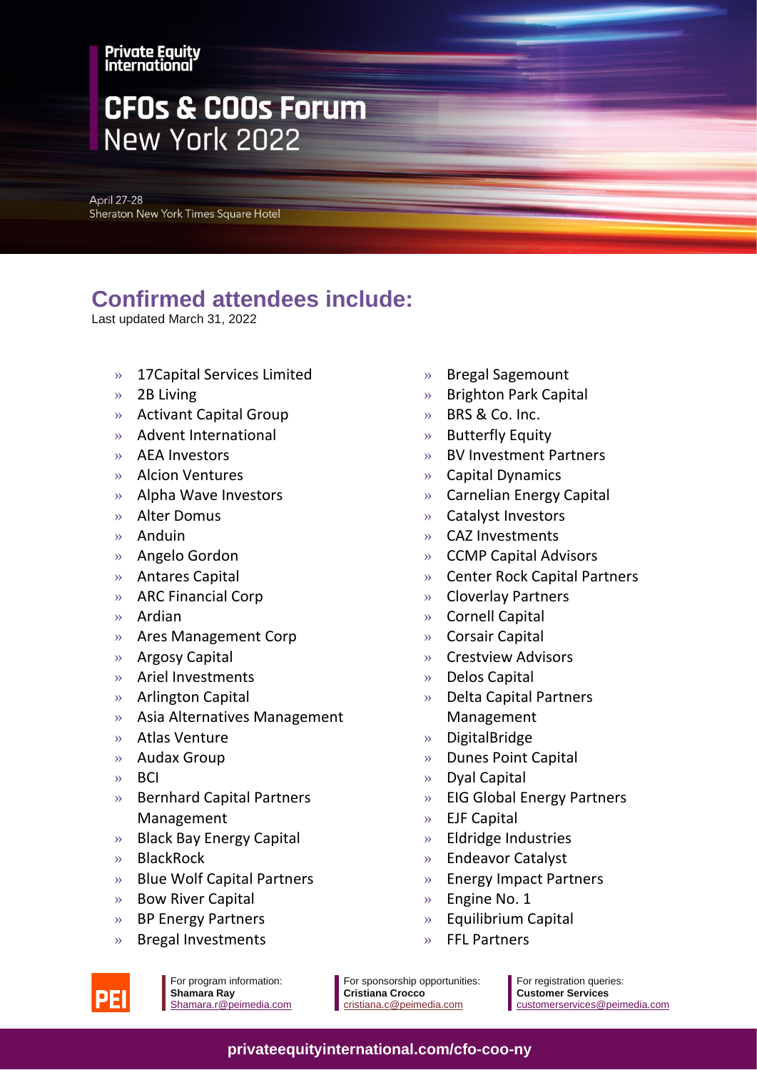Private Equity International

# CFOs & COOs Forum New York 2022

April 27-28
Sheraton New York Times Square Hotel

## Confirmed attendees include:

Last updated March 31, 2022

- 17Capital Services Limited
- 2B Living
- Activant Capital Group
- Advent International
- AEA Investors
- Alcion Ventures
- Alpha Wave Investors
- Alter Domus
- Anduin
- Angelo Gordon
- Antares Capital
- ARC Financial Corp
- Ardian
- Ares Management Corp
- Argosy Capital
- Ariel Investments
- Arlington Capital
- Asia Alternatives Management
- Atlas Venture
- Audax Group
- BCI
- Bernhard Capital Partners Management
- Black Bay Energy Capital
- BlackRock
- Blue Wolf Capital Partners
- Bow River Capital
- BP Energy Partners
- Bregal Investments
- Bregal Sagemount
- Brighton Park Capital
- BRS & Co. Inc.
- Butterfly Equity
- BV Investment Partners
- Capital Dynamics
- Carnelian Energy Capital
- Catalyst Investors
- CAZ Investments
- CCMP Capital Advisors
- Center Rock Capital Partners
- Cloverlay Partners
- Cornell Capital
- Corsair Capital
- Crestview Advisors
- Delos Capital
- Delta Capital Partners Management
- DigitalBridge
- Dunes Point Capital
- Dyal Capital
- EIG Global Energy Partners
- EJF Capital
- Eldridge Industries
- Endeavor Catalyst
- Energy Impact Partners
- Engine No. 1
- Equilibrium Capital
- FFL Partners

For program information:
**Shamara Ray**
Shamara.r@peimedia.com

For sponsorship opportunities:
**Cristiana Crocco**
cristiana.c@peimedia.com

For registration queries:
**Customer Services**
customerservices@peimedia.com

privateequityinternational.com/cfo-coo-ny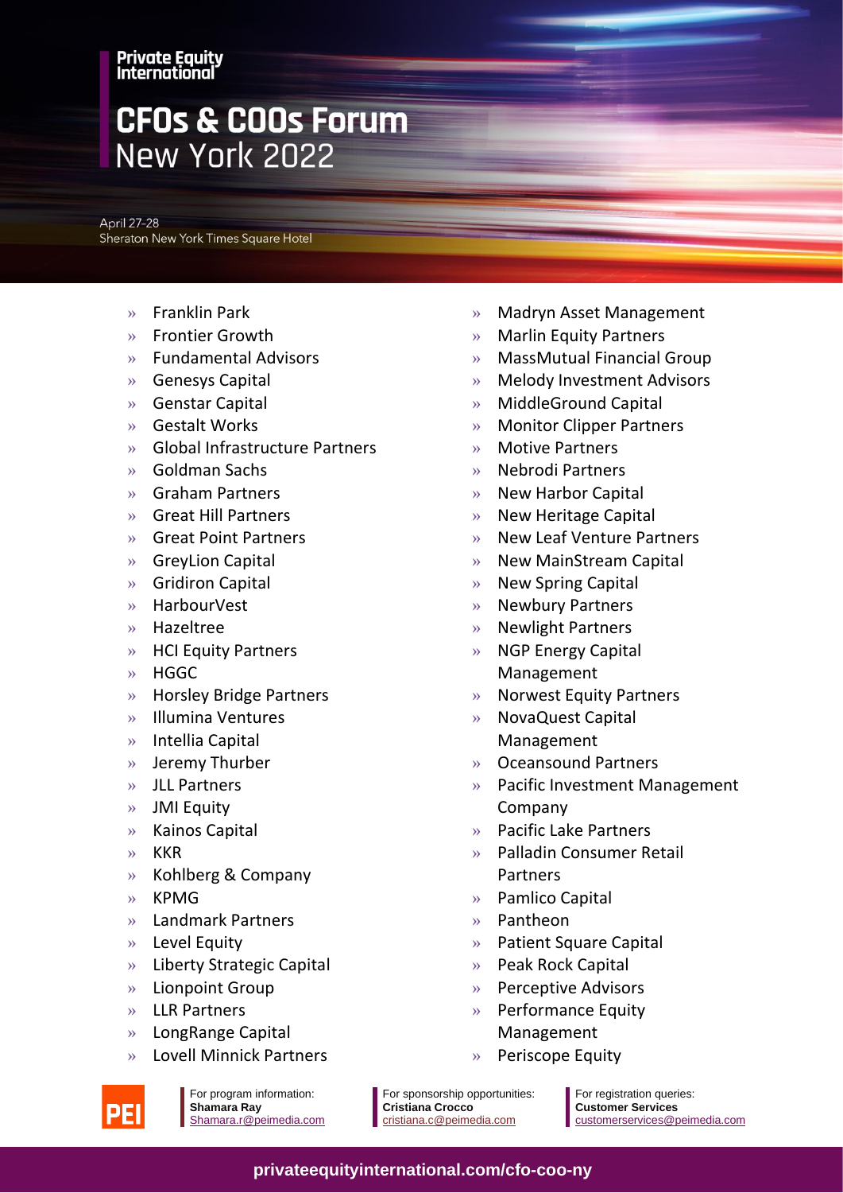Private Equity International

# CFOs & COOs Forum
## New York 2022

April 27-28
Sheraton New York Times Square Hotel

- Franklin Park
- Frontier Growth
- Fundamental Advisors
- Genesys Capital
- Genstar Capital
- Gestalt Works
- Global Infrastructure Partners
- Goldman Sachs
- Graham Partners
- Great Hill Partners
- Great Point Partners
- GreyLion Capital
- Gridiron Capital
- HarbourVest
- Hazeltree
- HCI Equity Partners
- HGGC
- Horsley Bridge Partners
- Illumina Ventures
- Intellia Capital
- Jeremy Thurber
- JLL Partners
- JMI Equity
- Kainos Capital
- KKR
- Kohlberg & Company
- KPMG
- Landmark Partners
- Level Equity
- Liberty Strategic Capital
- Lionpoint Group
- LLR Partners
- LongRange Capital
- Lovell Minnick Partners
- Madryn Asset Management
- Marlin Equity Partners
- MassMutual Financial Group
- Melody Investment Advisors
- MiddleGround Capital
- Monitor Clipper Partners
- Motive Partners
- Nebrodi Partners
- New Harbor Capital
- New Heritage Capital
- New Leaf Venture Partners
- New MainStream Capital
- New Spring Capital
- Newbury Partners
- Newlight Partners
- NGP Energy Capital Management
- Norwest Equity Partners
- NovaQuest Capital Management
- Oceansound Partners
- Pacific Investment Management Company
- Pacific Lake Partners
- Palladin Consumer Retail Partners
- Pamlico Capital
- Pantheon
- Patient Square Capital
- Peak Rock Capital
- Perceptive Advisors
- Performance Equity Management
- Periscope Equity

PEI

For program information:
**Shamara Ray**
Shamara.r@peimedia.com

For sponsorship opportunities:
**Cristiana Crocco**
cristiana.c@peimedia.com

For registration queries:
**Customer Services**
customerservices@peimedia.com

**privateequityinternational.com/cfo-coo-ny**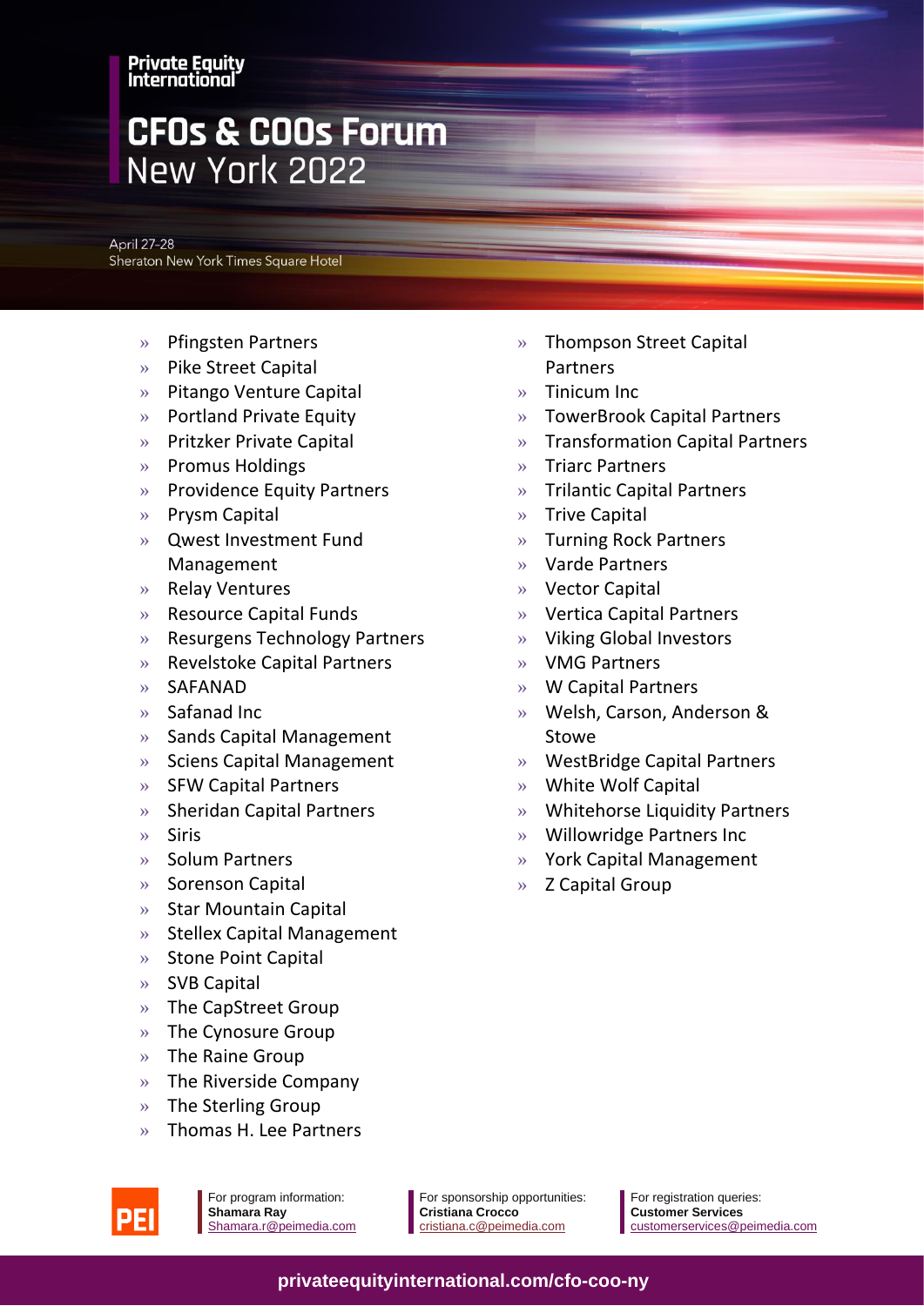Private Equity International

# CFOs & COOs Forum New York 2022

April 27-28
Sheraton New York Times Square Hotel

- Pfingsten Partners
- Pike Street Capital
- Pitango Venture Capital
- Portland Private Equity
- Pritzker Private Capital
- Promus Holdings
- Providence Equity Partners
- Prysm Capital
- Qwest Investment Fund Management
- Relay Ventures
- Resource Capital Funds
- Resurgens Technology Partners
- Revelstoke Capital Partners
- SAFANAD
- Safanad Inc
- Sands Capital Management
- Sciens Capital Management
- SFW Capital Partners
- Sheridan Capital Partners
- Siris
- Solum Partners
- Sorenson Capital
- Star Mountain Capital
- Stellex Capital Management
- Stone Point Capital
- SVB Capital
- The CapStreet Group
- The Cynosure Group
- The Raine Group
- The Riverside Company
- The Sterling Group
- Thomas H. Lee Partners
- Thompson Street Capital Partners
- Tinicum Inc
- TowerBrook Capital Partners
- Transformation Capital Partners
- Triarc Partners
- Trilantic Capital Partners
- Trive Capital
- Turning Rock Partners
- Varde Partners
- Vector Capital
- Vertica Capital Partners
- Viking Global Investors
- VMG Partners
- W Capital Partners
- Welsh, Carson, Anderson & Stowe
- WestBridge Capital Partners
- White Wolf Capital
- Whitehorse Liquidity Partners
- Willowridge Partners Inc
- York Capital Management
- Z Capital Group

PEI

For program information:
**Shamara Ray**
Shamara.r@peimedia.com

For sponsorship opportunities:
**Cristiana Crocco**
cristiana.c@peimedia.com

For registration queries:
**Customer Services**
customerservices@peimedia.com

**privateequityinternational.com/cfo-coo-ny**